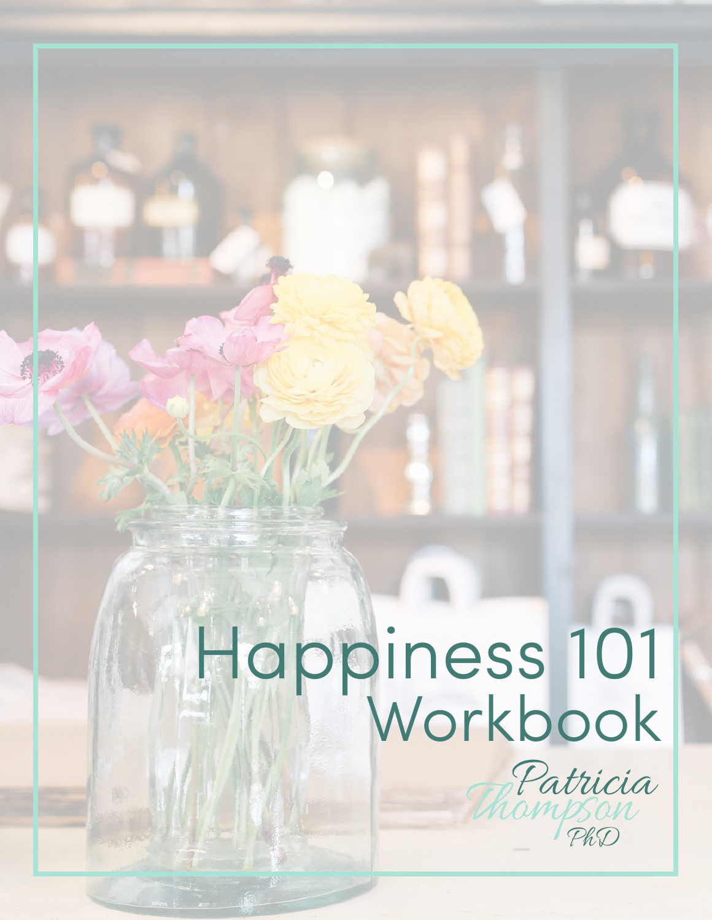# Happiness 101 Workbook

Patricia Thompson PhD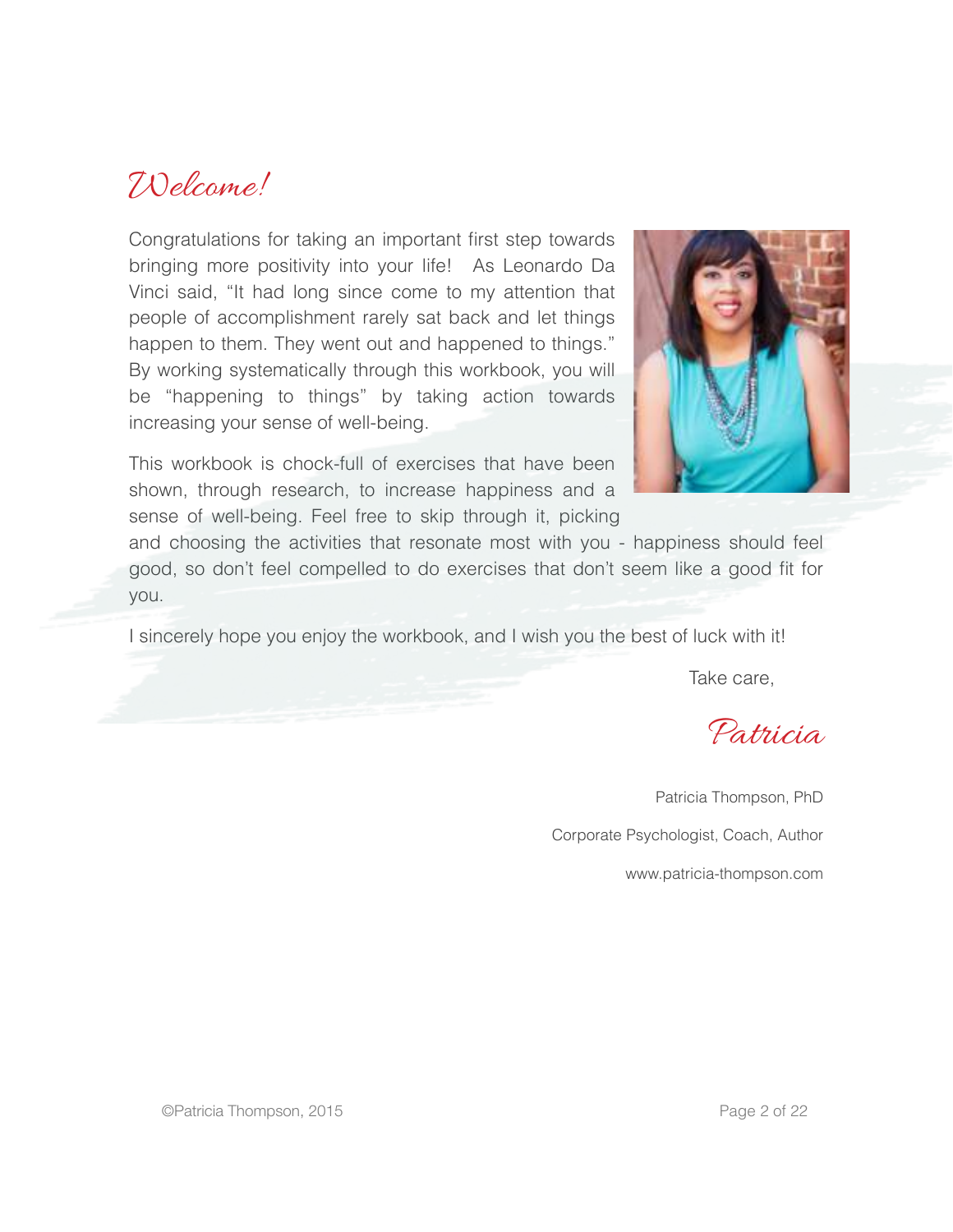# Welcome!

Congratulations for taking an important first step towards bringing more positivity into your life! As Leonardo Da Vinci said, "It had long since come to my attention that people of accomplishment rarely sat back and let things happen to them. They went out and happened to things." By working systematically through this workbook, you will be "happening to things" by taking action towards increasing your sense of well-being.

This workbook is chock-full of exercises that have been shown, through research, to increase happiness and a sense of well-being. Feel free to skip through it, picking and choosing the activities that resonate most with you - happiness should feel good, so don't feel compelled to do exercises that don't seem like a good fit for you.

I sincerely hope you enjoy the workbook, and I wish you the best of luck with it!

Take care,

*Patricia*

Patricia Thompson, PhD

Corporate Psychologist, Coach, Author

www.patricia-thompson.com

©Patricia Thompson, 2015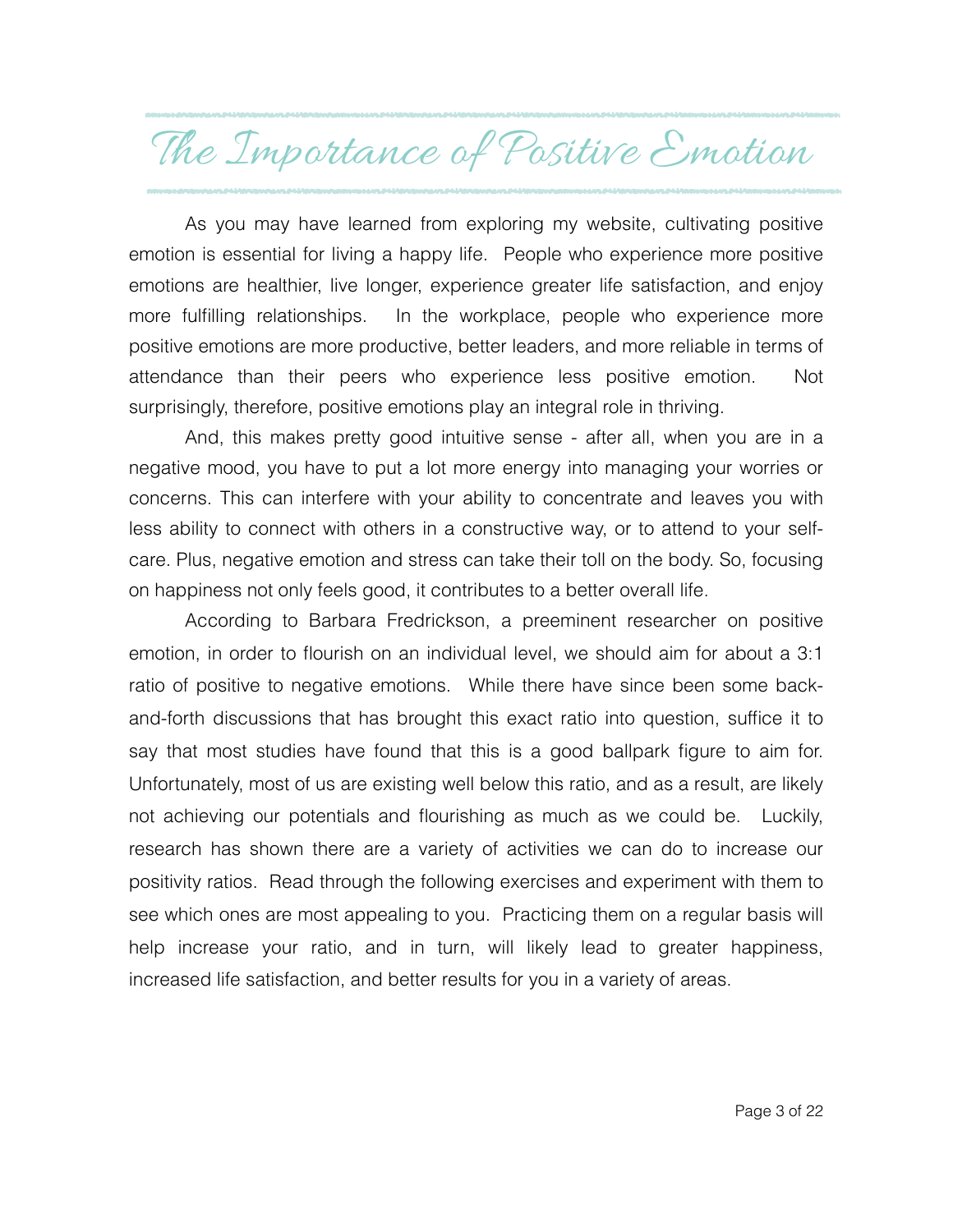# The Importance of Positive Emotion

As you may have learned from exploring my website, cultivating positive emotion is essential for living a happy life. People who experience more positive emotions are healthier, live longer, experience greater life satisfaction, and enjoy more fulfilling relationships. In the workplace, people who experience more positive emotions are more productive, better leaders, and more reliable in terms of attendance than their peers who experience less positive emotion. Not surprisingly, therefore, positive emotions play an integral role in thriving.

And, this makes pretty good intuitive sense - after all, when you are in a negative mood, you have to put a lot more energy into managing your worries or concerns. This can interfere with your ability to concentrate and leaves you with less ability to connect with others in a constructive way, or to attend to your self-care. Plus, negative emotion and stress can take their toll on the body. So, focusing on happiness not only feels good, it contributes to a better overall life.

According to Barbara Fredrickson, a preeminent researcher on positive emotion, in order to flourish on an individual level, we should aim for about a 3:1 ratio of positive to negative emotions. While there have since been some back-and-forth discussions that has brought this exact ratio into question, suffice it to say that most studies have found that this is a good ballpark figure to aim for. Unfortunately, most of us are existing well below this ratio, and as a result, are likely not achieving our potentials and flourishing as much as we could be. Luckily, research has shown there are a variety of activities we can do to increase our positivity ratios. Read through the following exercises and experiment with them to see which ones are most appealing to you. Practicing them on a regular basis will help increase your ratio, and in turn, will likely lead to greater happiness, increased life satisfaction, and better results for you in a variety of areas.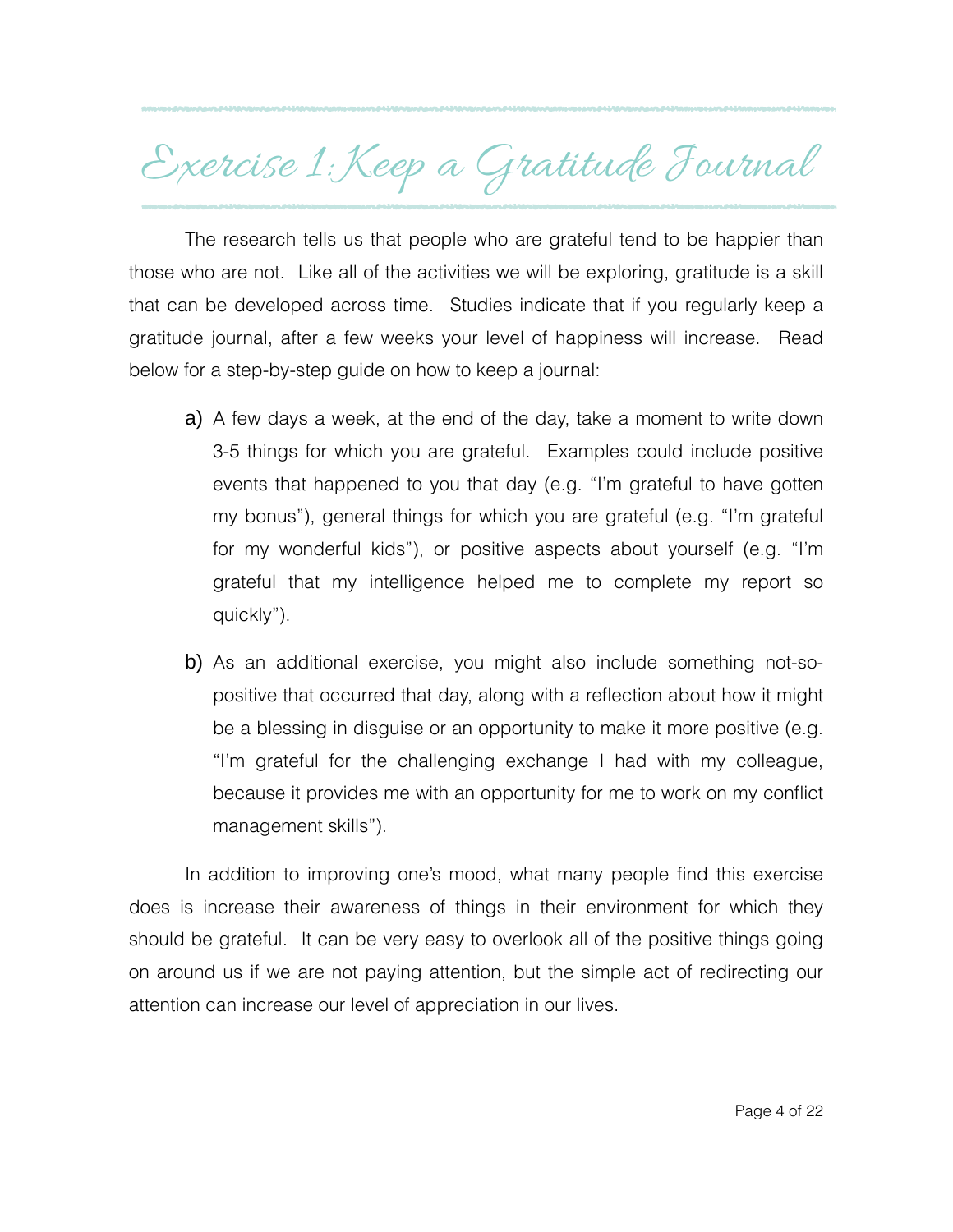# Exercise 1: Keep a Gratitude Journal

The research tells us that people who are grateful tend to be happier than those who are not. Like all of the activities we will be exploring, gratitude is a skill that can be developed across time. Studies indicate that if you regularly keep a gratitude journal, after a few weeks your level of happiness will increase. Read below for a step-by-step guide on how to keep a journal:

a) A few days a week, at the end of the day, take a moment to write down 3-5 things for which you are grateful. Examples could include positive events that happened to you that day (e.g. "I'm grateful to have gotten my bonus"), general things for which you are grateful (e.g. "I'm grateful for my wonderful kids"), or positive aspects about yourself (e.g. "I'm grateful that my intelligence helped me to complete my report so quickly").

b) As an additional exercise, you might also include something not-so-positive that occurred that day, along with a reflection about how it might be a blessing in disguise or an opportunity to make it more positive (e.g. "I'm grateful for the challenging exchange I had with my colleague, because it provides me with an opportunity for me to work on my conflict management skills").

In addition to improving one's mood, what many people find this exercise does is increase their awareness of things in their environment for which they should be grateful. It can be very easy to overlook all of the positive things going on around us if we are not paying attention, but the simple act of redirecting our attention can increase our level of appreciation in our lives.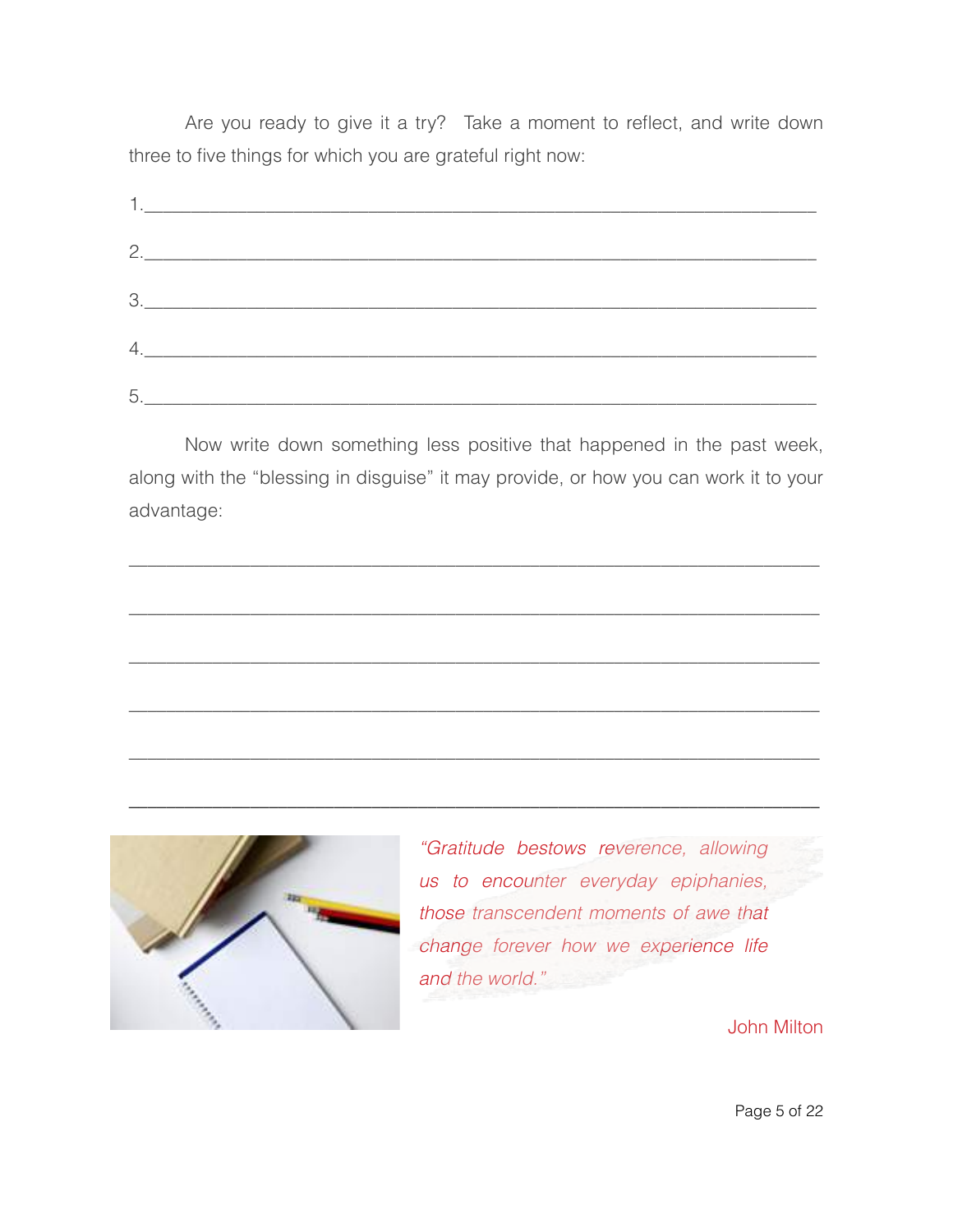Are you ready to give it a try? Take a moment to reflect, and write down three to five things for which you are grateful right now:

1.________________________________________________________________

2.________________________________________________________________

3.________________________________________________________________

4.________________________________________________________________

5.________________________________________________________________

Now write down something less positive that happened in the past week, along with the "blessing in disguise" it may provide, or how you can work it to your advantage:

_________________________________________________________________

_________________________________________________________________

_________________________________________________________________

_________________________________________________________________

_________________________________________________________________

_________________________________________________________________

*"Gratitude bestows reverence, allowing us to encounter everyday epiphanies, those transcendent moments of awe that change forever how we experience life and the world."*

John Milton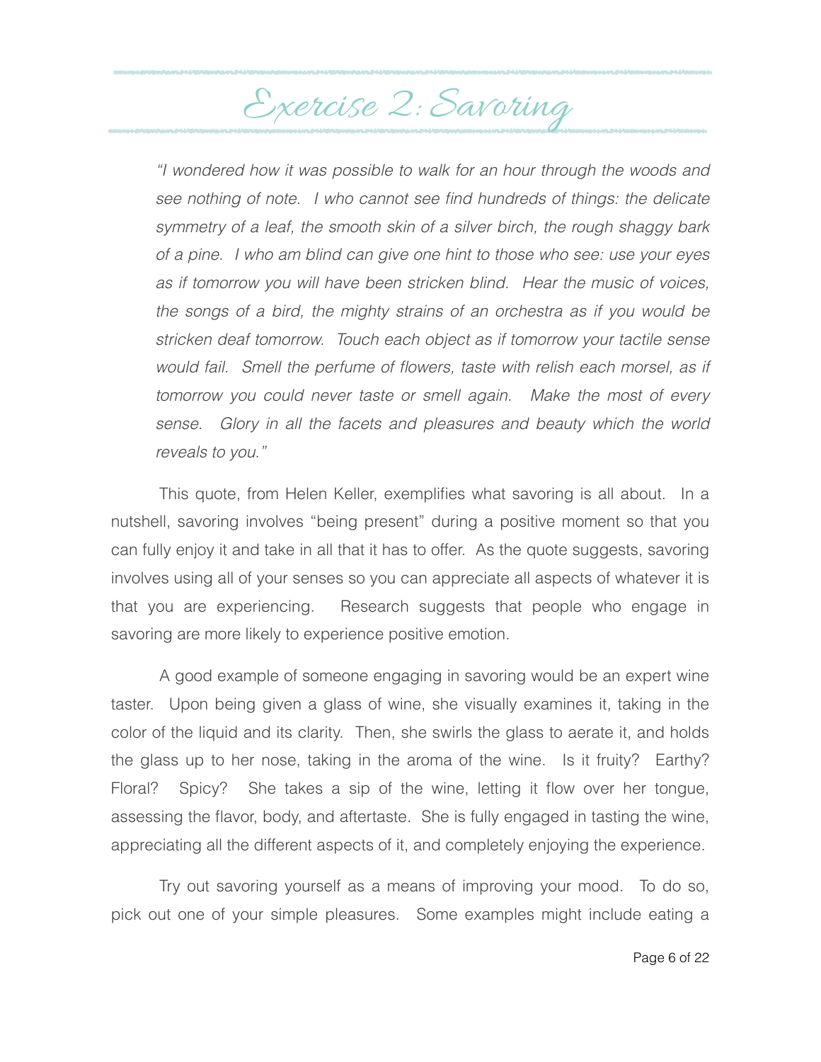# Exercise 2: Savoring

*"I wondered how it was possible to walk for an hour through the woods and see nothing of note. I who cannot see find hundreds of things: the delicate symmetry of a leaf, the smooth skin of a silver birch, the rough shaggy bark of a pine. I who am blind can give one hint to those who see: use your eyes as if tomorrow you will have been stricken blind. Hear the music of voices, the songs of a bird, the mighty strains of an orchestra as if you would be stricken deaf tomorrow. Touch each object as if tomorrow your tactile sense would fail. Smell the perfume of flowers, taste with relish each morsel, as if tomorrow you could never taste or smell again. Make the most of every sense. Glory in all the facets and pleasures and beauty which the world reveals to you."*

This quote, from Helen Keller, exemplifies what savoring is all about. In a nutshell, savoring involves "being present" during a positive moment so that you can fully enjoy it and take in all that it has to offer. As the quote suggests, savoring involves using all of your senses so you can appreciate all aspects of whatever it is that you are experiencing. Research suggests that people who engage in savoring are more likely to experience positive emotion.

A good example of someone engaging in savoring would be an expert wine taster. Upon being given a glass of wine, she visually examines it, taking in the color of the liquid and its clarity. Then, she swirls the glass to aerate it, and holds the glass up to her nose, taking in the aroma of the wine. Is it fruity? Earthy? Floral? Spicy? She takes a sip of the wine, letting it flow over her tongue, assessing the flavor, body, and aftertaste. She is fully engaged in tasting the wine, appreciating all the different aspects of it, and completely enjoying the experience.

Try out savoring yourself as a means of improving your mood. To do so, pick out one of your simple pleasures. Some examples might include eating a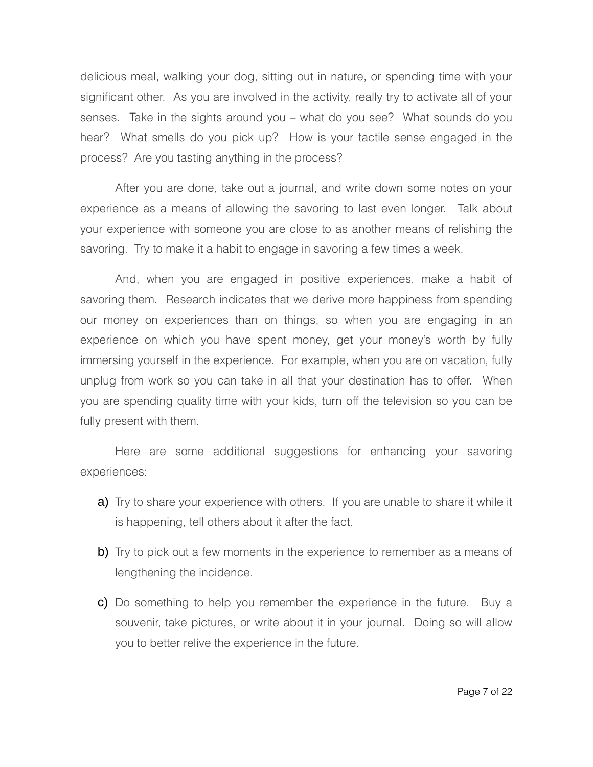delicious meal, walking your dog, sitting out in nature, or spending time with your significant other. As you are involved in the activity, really try to activate all of your senses. Take in the sights around you – what do you see? What sounds do you hear? What smells do you pick up? How is your tactile sense engaged in the process? Are you tasting anything in the process?

After you are done, take out a journal, and write down some notes on your experience as a means of allowing the savoring to last even longer. Talk about your experience with someone you are close to as another means of relishing the savoring. Try to make it a habit to engage in savoring a few times a week.

And, when you are engaged in positive experiences, make a habit of savoring them. Research indicates that we derive more happiness from spending our money on experiences than on things, so when you are engaging in an experience on which you have spent money, get your money's worth by fully immersing yourself in the experience. For example, when you are on vacation, fully unplug from work so you can take in all that your destination has to offer. When you are spending quality time with your kids, turn off the television so you can be fully present with them.

Here are some additional suggestions for enhancing your savoring experiences:

a) Try to share your experience with others. If you are unable to share it while it is happening, tell others about it after the fact.

b) Try to pick out a few moments in the experience to remember as a means of lengthening the incidence.

c) Do something to help you remember the experience in the future. Buy a souvenir, take pictures, or write about it in your journal. Doing so will allow you to better relive the experience in the future.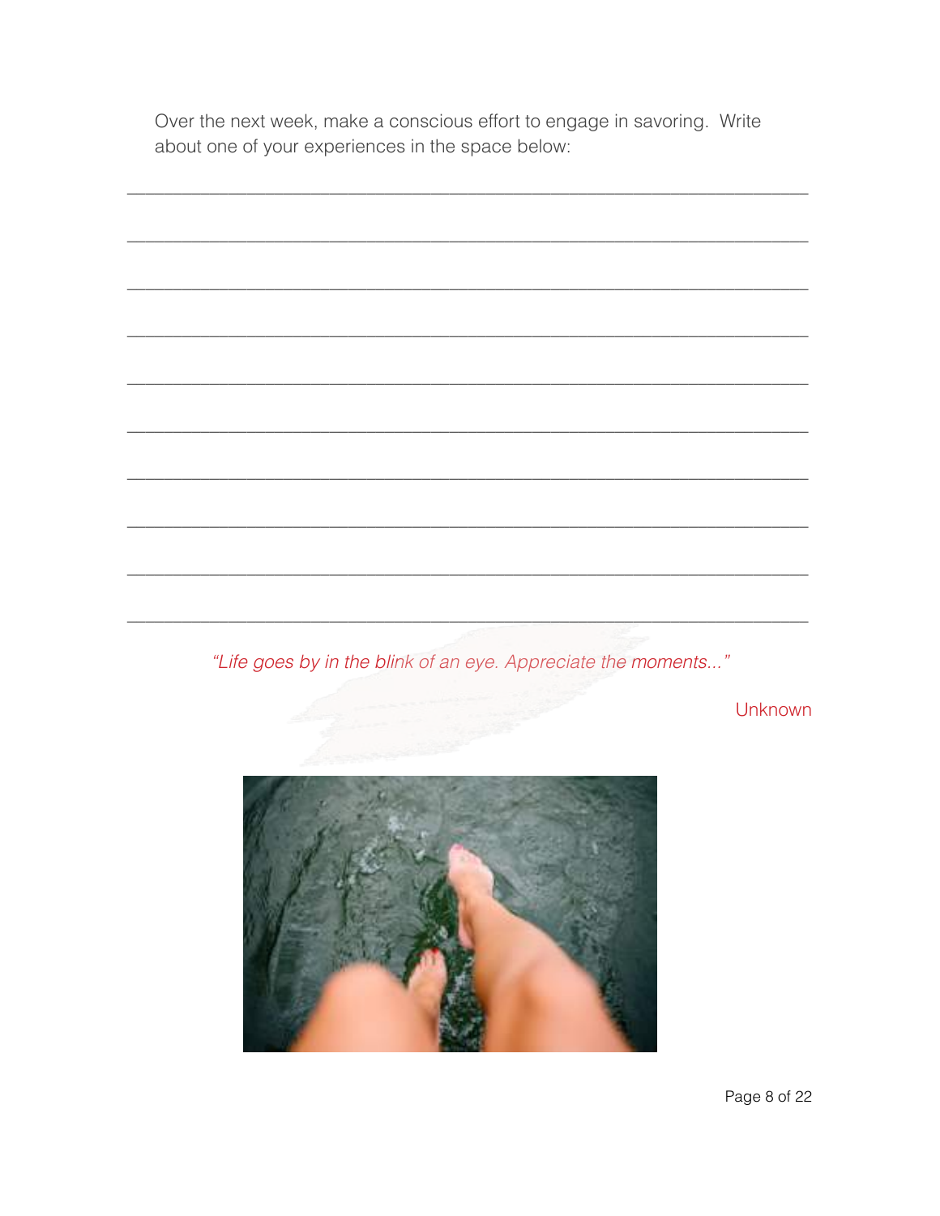Over the next week, make a conscious effort to engage in savoring. Write about one of your experiences in the space below:

______________________________________________________________________

______________________________________________________________________

______________________________________________________________________

______________________________________________________________________

______________________________________________________________________

______________________________________________________________________

______________________________________________________________________

______________________________________________________________________

______________________________________________________________________

______________________________________________________________________

*"Life goes by in the blink of an eye. Appreciate the moments..."*

Unknown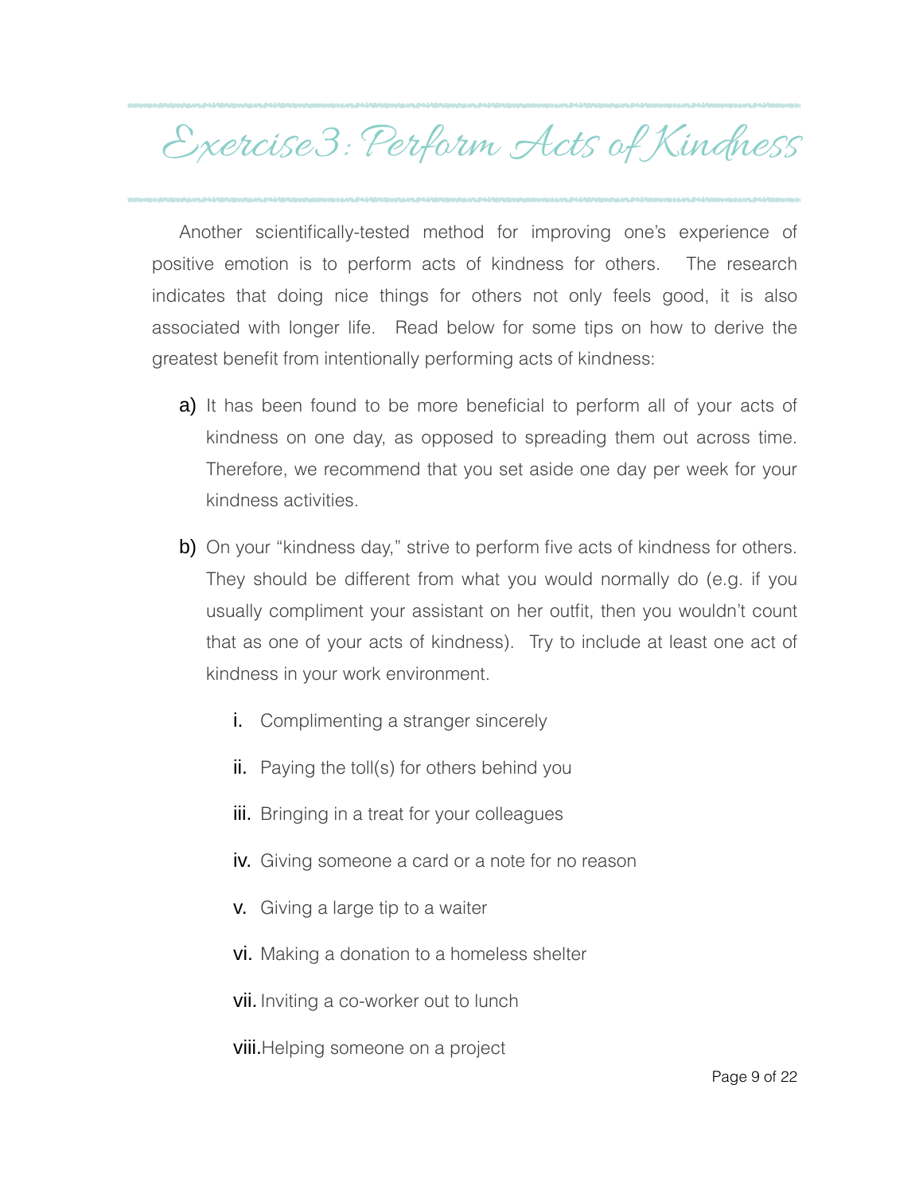# Exercise 3: Perform Acts of Kindness

Another scientifically-tested method for improving one's experience of positive emotion is to perform acts of kindness for others. The research indicates that doing nice things for others not only feels good, it is also associated with longer life. Read below for some tips on how to derive the greatest benefit from intentionally performing acts of kindness:

a) It has been found to be more beneficial to perform all of your acts of kindness on one day, as opposed to spreading them out across time. Therefore, we recommend that you set aside one day per week for your kindness activities.

b) On your "kindness day," strive to perform five acts of kindness for others. They should be different from what you would normally do (e.g. if you usually compliment your assistant on her outfit, then you wouldn't count that as one of your acts of kindness). Try to include at least one act of kindness in your work environment.

   i. Complimenting a stranger sincerely

   ii. Paying the toll(s) for others behind you

   iii. Bringing in a treat for your colleagues

   iv. Giving someone a card or a note for no reason

   v. Giving a large tip to a waiter

   vi. Making a donation to a homeless shelter

   vii. Inviting a co-worker out to lunch

   viii. Helping someone on a project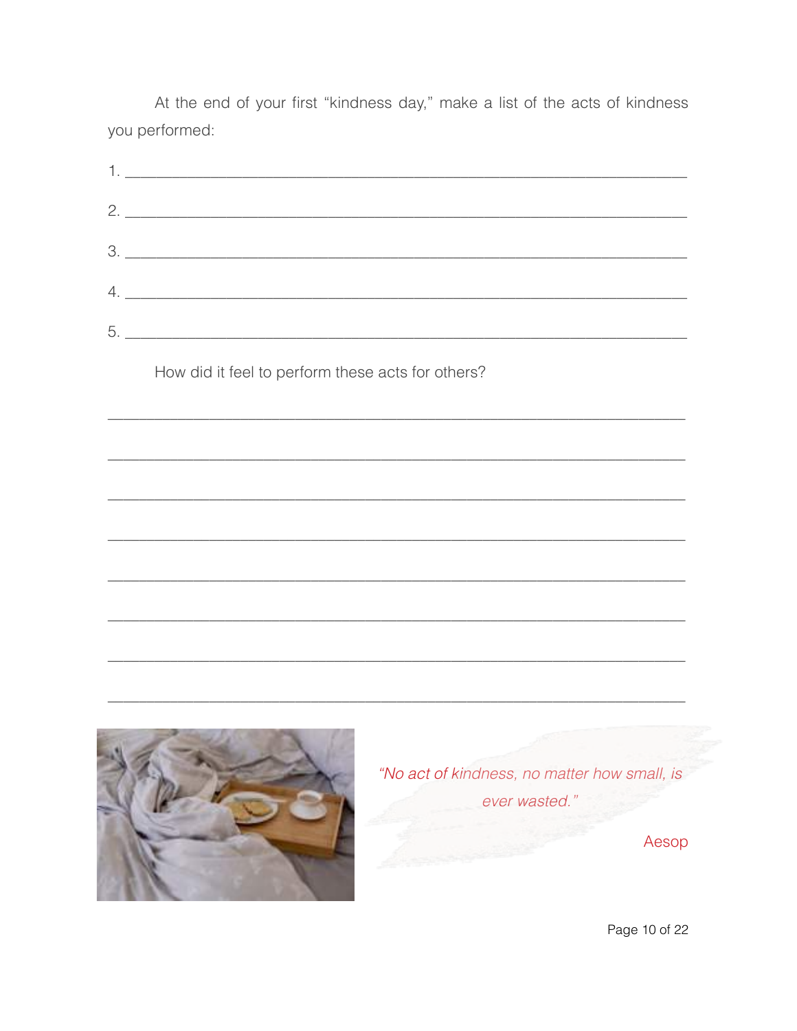At the end of your first "kindness day," make a list of the acts of kindness you performed:

1. ___________________________________________________________

2. ___________________________________________________________

3. ___________________________________________________________

4. ___________________________________________________________

5. ___________________________________________________________

How did it feel to perform these acts for others?

___________________________________________________________

___________________________________________________________

___________________________________________________________

___________________________________________________________

___________________________________________________________

___________________________________________________________

___________________________________________________________

___________________________________________________________

*"No act of kindness, no matter how small, is ever wasted."*

Aesop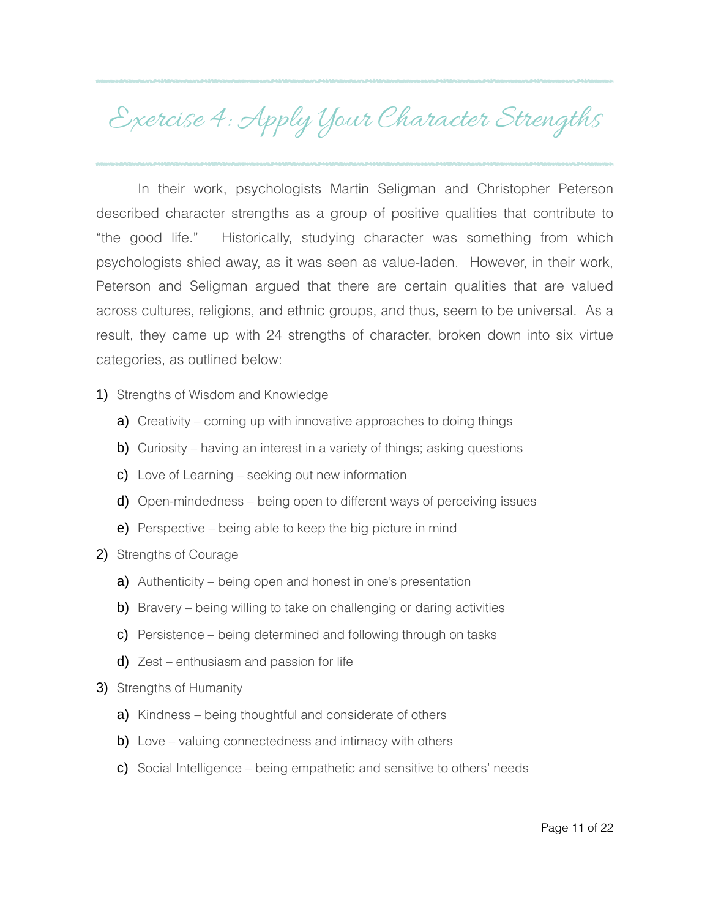# Exercise 4: Apply Your Character Strengths

In their work, psychologists Martin Seligman and Christopher Peterson described character strengths as a group of positive qualities that contribute to "the good life." Historically, studying character was something from which psychologists shied away, as it was seen as value-laden. However, in their work, Peterson and Seligman argued that there are certain qualities that are valued across cultures, religions, and ethnic groups, and thus, seem to be universal. As a result, they came up with 24 strengths of character, broken down into six virtue categories, as outlined below:

1) Strengths of Wisdom and Knowledge
   a) Creativity – coming up with innovative approaches to doing things
   b) Curiosity – having an interest in a variety of things; asking questions
   c) Love of Learning – seeking out new information
   d) Open-mindedness – being open to different ways of perceiving issues
   e) Perspective – being able to keep the big picture in mind
2) Strengths of Courage
   a) Authenticity – being open and honest in one's presentation
   b) Bravery – being willing to take on challenging or daring activities
   c) Persistence – being determined and following through on tasks
   d) Zest – enthusiasm and passion for life
3) Strengths of Humanity
   a) Kindness – being thoughtful and considerate of others
   b) Love – valuing connectedness and intimacy with others
   c) Social Intelligence – being empathetic and sensitive to others' needs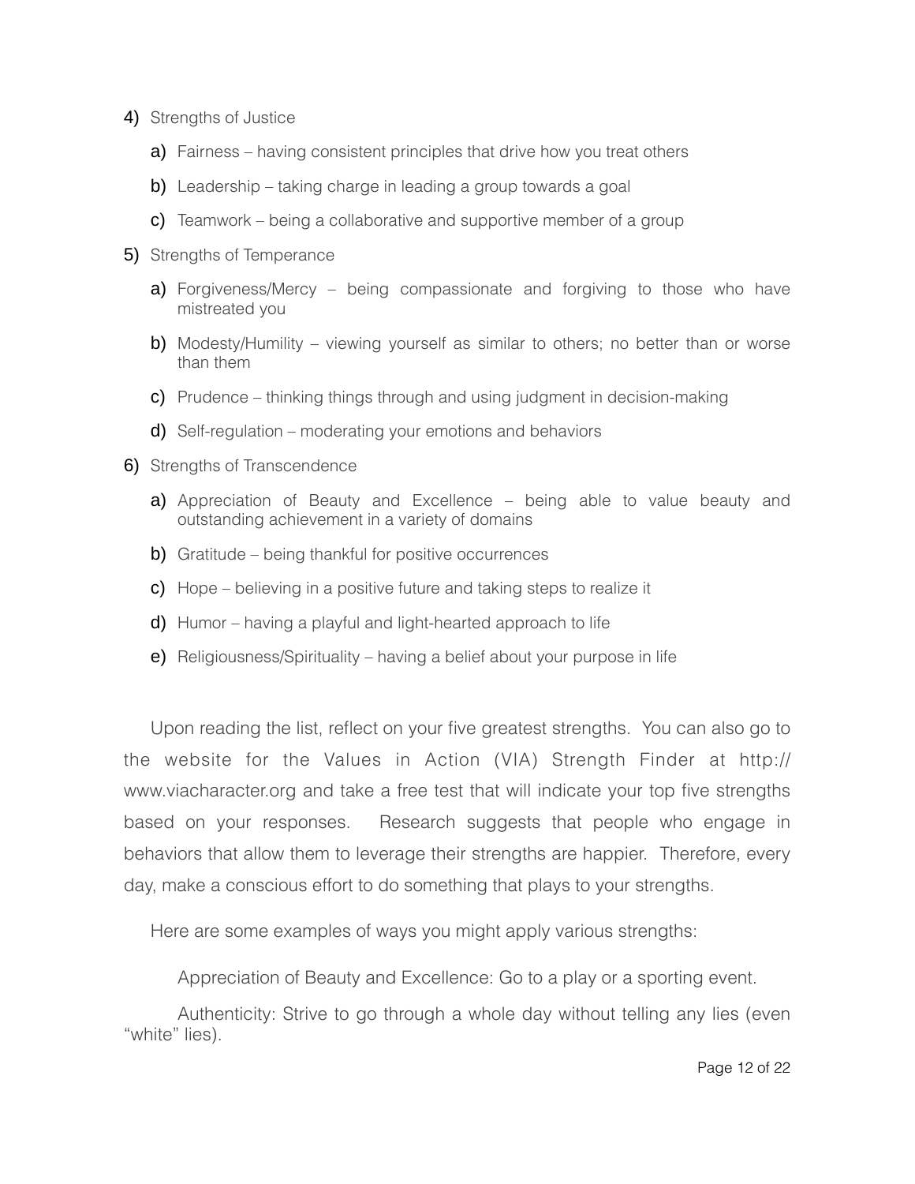4) Strengths of Justice

   a) Fairness – having consistent principles that drive how you treat others

   b) Leadership – taking charge in leading a group towards a goal

   c) Teamwork – being a collaborative and supportive member of a group

5) Strengths of Temperance

   a) Forgiveness/Mercy – being compassionate and forgiving to those who have mistreated you

   b) Modesty/Humility – viewing yourself as similar to others; no better than or worse than them

   c) Prudence – thinking things through and using judgment in decision-making

   d) Self-regulation – moderating your emotions and behaviors

6) Strengths of Transcendence

   a) Appreciation of Beauty and Excellence – being able to value beauty and outstanding achievement in a variety of domains

   b) Gratitude – being thankful for positive occurrences

   c) Hope – believing in a positive future and taking steps to realize it

   d) Humor – having a playful and light-hearted approach to life

   e) Religiousness/Spirituality – having a belief about your purpose in life

Upon reading the list, reflect on your five greatest strengths. You can also go to the website for the Values in Action (VIA) Strength Finder at http://www.viacharacter.org and take a free test that will indicate your top five strengths based on your responses. Research suggests that people who engage in behaviors that allow them to leverage their strengths are happier. Therefore, every day, make a conscious effort to do something that plays to your strengths.

Here are some examples of ways you might apply various strengths:

Appreciation of Beauty and Excellence: Go to a play or a sporting event.

Authenticity: Strive to go through a whole day without telling any lies (even "white" lies).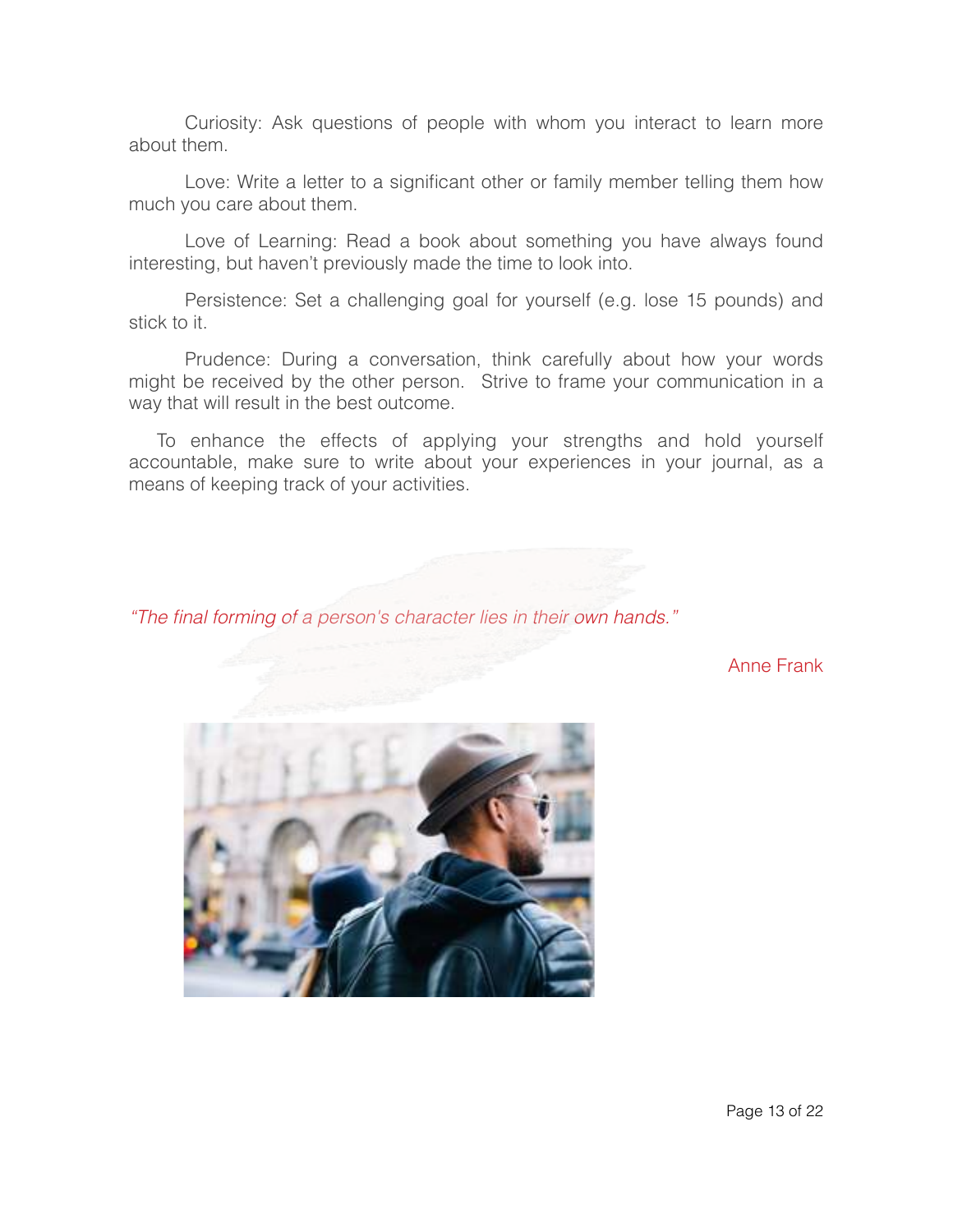Curiosity: Ask questions of people with whom you interact to learn more about them.

Love: Write a letter to a significant other or family member telling them how much you care about them.

Love of Learning: Read a book about something you have always found interesting, but haven't previously made the time to look into.

Persistence: Set a challenging goal for yourself (e.g. lose 15 pounds) and stick to it.

Prudence: During a conversation, think carefully about how your words might be received by the other person. Strive to frame your communication in a way that will result in the best outcome.

To enhance the effects of applying your strengths and hold yourself accountable, make sure to write about your experiences in your journal, as a means of keeping track of your activities.

*"The final forming of a person's character lies in their own hands."*

Anne Frank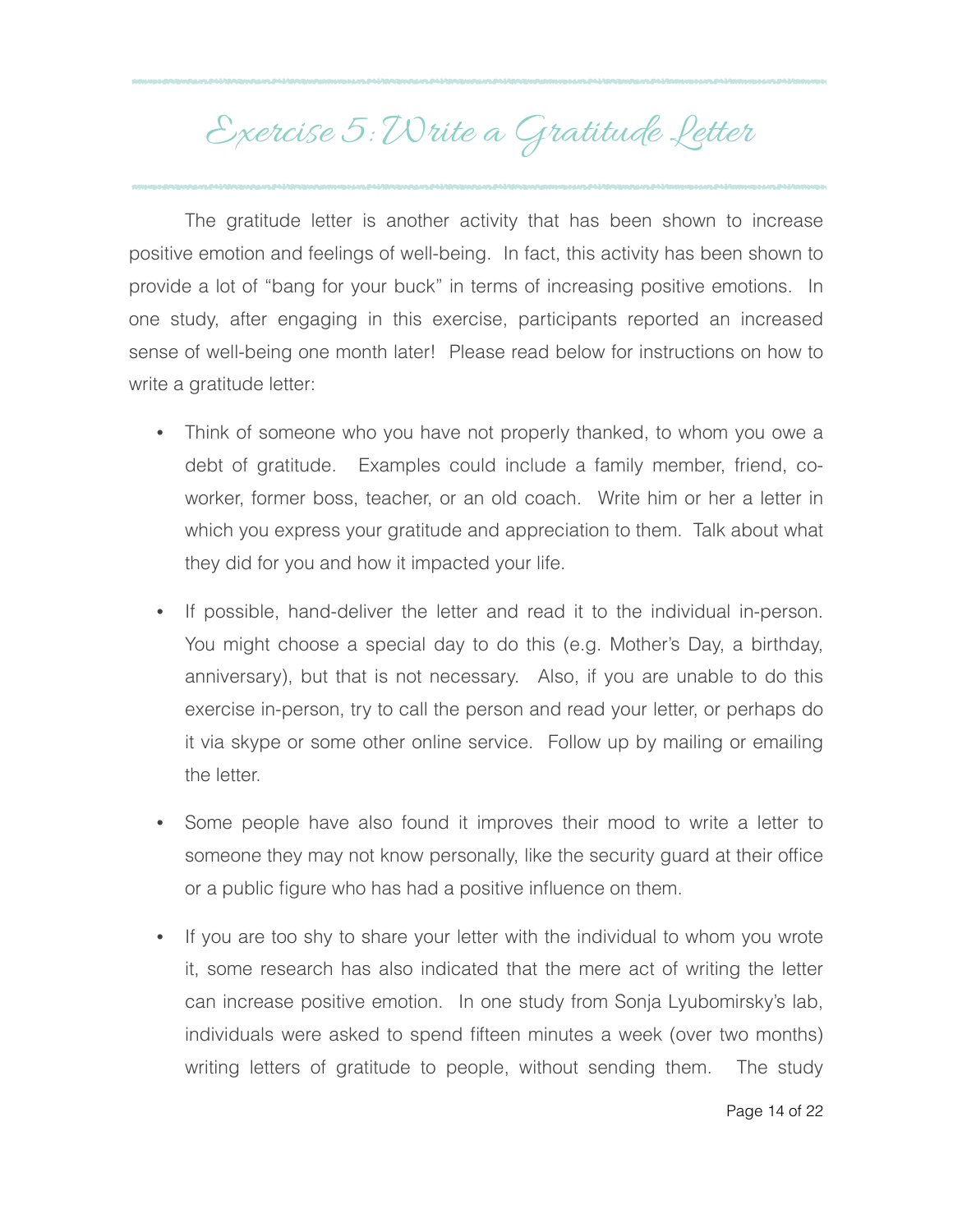# Exercise 5: Write a Gratitude Letter

The gratitude letter is another activity that has been shown to increase positive emotion and feelings of well-being. In fact, this activity has been shown to provide a lot of "bang for your buck" in terms of increasing positive emotions. In one study, after engaging in this exercise, participants reported an increased sense of well-being one month later! Please read below for instructions on how to write a gratitude letter:

- Think of someone who you have not properly thanked, to whom you owe a debt of gratitude. Examples could include a family member, friend, co-worker, former boss, teacher, or an old coach. Write him or her a letter in which you express your gratitude and appreciation to them. Talk about what they did for you and how it impacted your life.

- If possible, hand-deliver the letter and read it to the individual in-person. You might choose a special day to do this (e.g. Mother's Day, a birthday, anniversary), but that is not necessary. Also, if you are unable to do this exercise in-person, try to call the person and read your letter, or perhaps do it via skype or some other online service. Follow up by mailing or emailing the letter.

- Some people have also found it improves their mood to write a letter to someone they may not know personally, like the security guard at their office or a public figure who has had a positive influence on them.

- If you are too shy to share your letter with the individual to whom you wrote it, some research has also indicated that the mere act of writing the letter can increase positive emotion. In one study from Sonja Lyubomirsky's lab, individuals were asked to spend fifteen minutes a week (over two months) writing letters of gratitude to people, without sending them. The study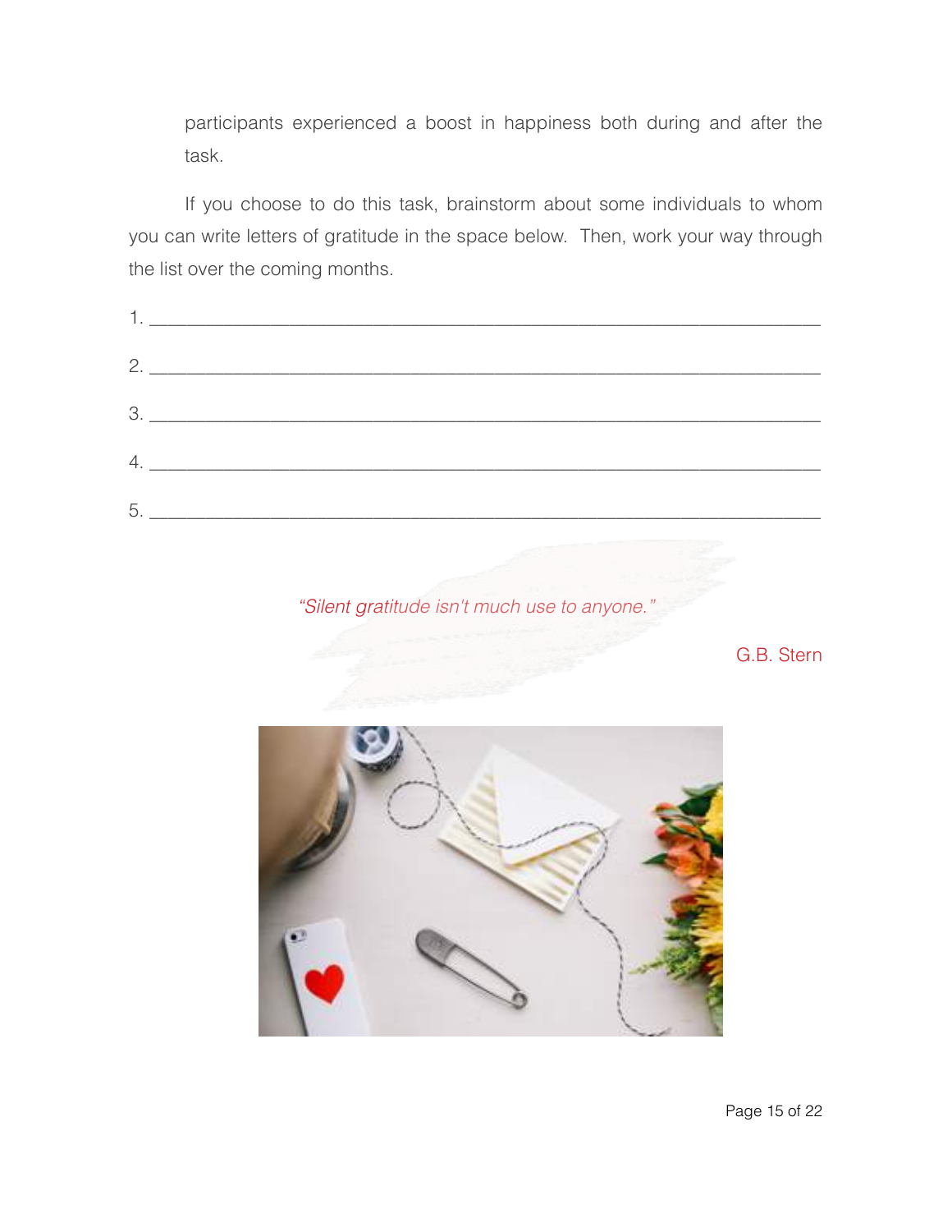participants experienced a boost in happiness both during and after the task.

If you choose to do this task, brainstorm about some individuals to whom you can write letters of gratitude in the space below. Then, work your way through the list over the coming months.

1. ____________________________________________________________

2. ____________________________________________________________

3. ____________________________________________________________

4. ____________________________________________________________

5. ____________________________________________________________

*"Silent gratitude isn't much use to anyone."*

G.B. Stern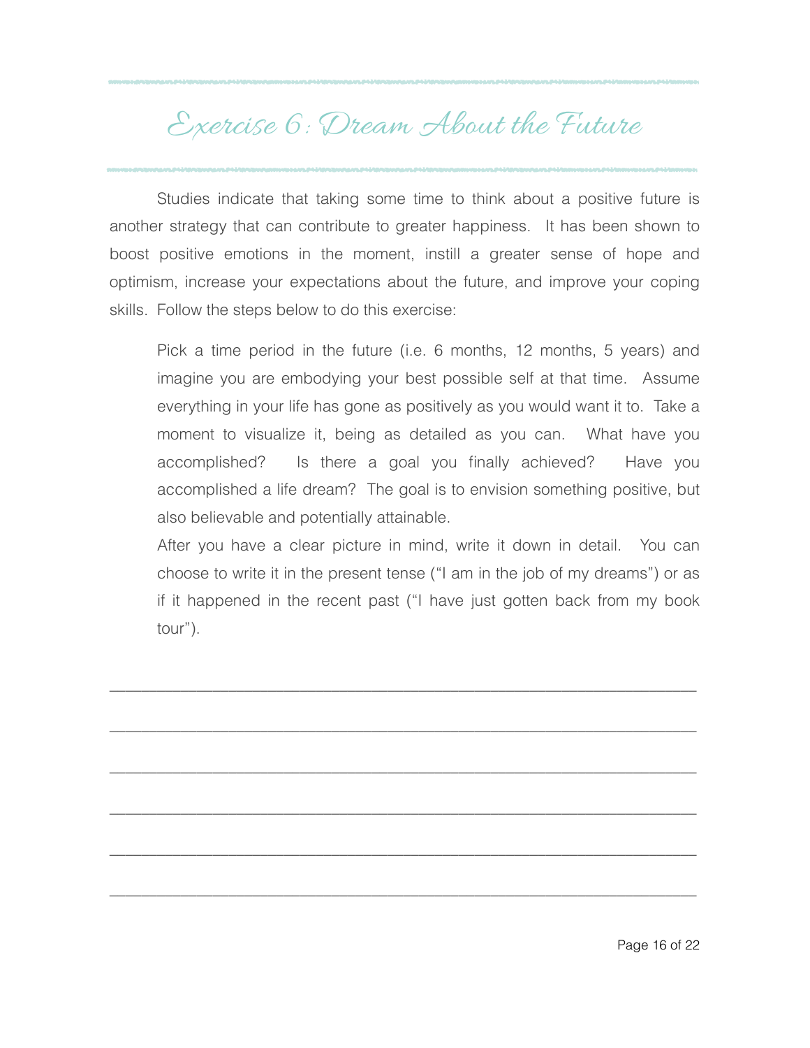# Exercise 6: Dream About the Future

Studies indicate that taking some time to think about a positive future is another strategy that can contribute to greater happiness. It has been shown to boost positive emotions in the moment, instill a greater sense of hope and optimism, increase your expectations about the future, and improve your coping skills. Follow the steps below to do this exercise:

> Pick a time period in the future (i.e. 6 months, 12 months, 5 years) and imagine you are embodying your best possible self at that time. Assume everything in your life has gone as positively as you would want it to. Take a moment to visualize it, being as detailed as you can. What have you accomplished? Is there a goal you finally achieved? Have you accomplished a life dream? The goal is to envision something positive, but also believable and potentially attainable.
>
> After you have a clear picture in mind, write it down in detail. You can choose to write it in the present tense ("I am in the job of my dreams") or as if it happened in the recent past ("I have just gotten back from my book tour").

______________________________________________________________________

______________________________________________________________________

______________________________________________________________________

______________________________________________________________________

______________________________________________________________________

______________________________________________________________________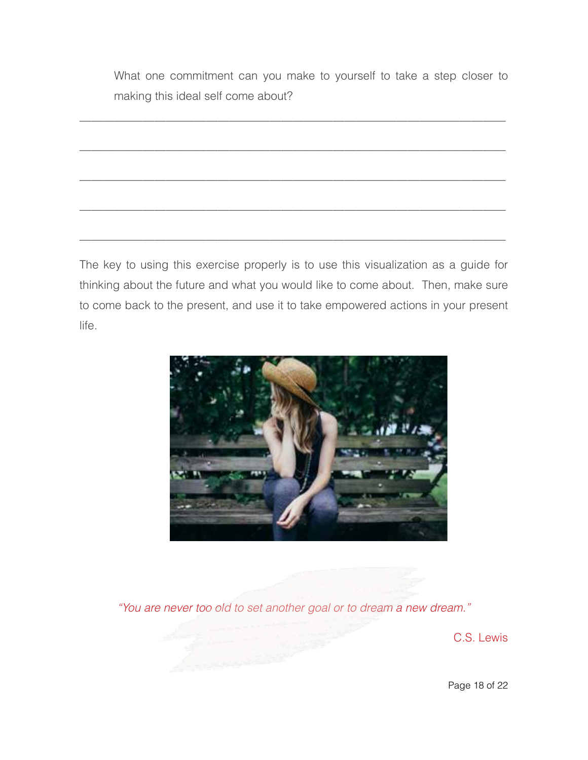What one commitment can you make to yourself to take a step closer to making this ideal self come about?

______________________________________________________________________

______________________________________________________________________

______________________________________________________________________

______________________________________________________________________

______________________________________________________________________

The key to using this exercise properly is to use this visualization as a guide for thinking about the future and what you would like to come about. Then, make sure to come back to the present, and use it to take empowered actions in your present life.

*"You are never too old to set another goal or to dream a new dream."*

C.S. Lewis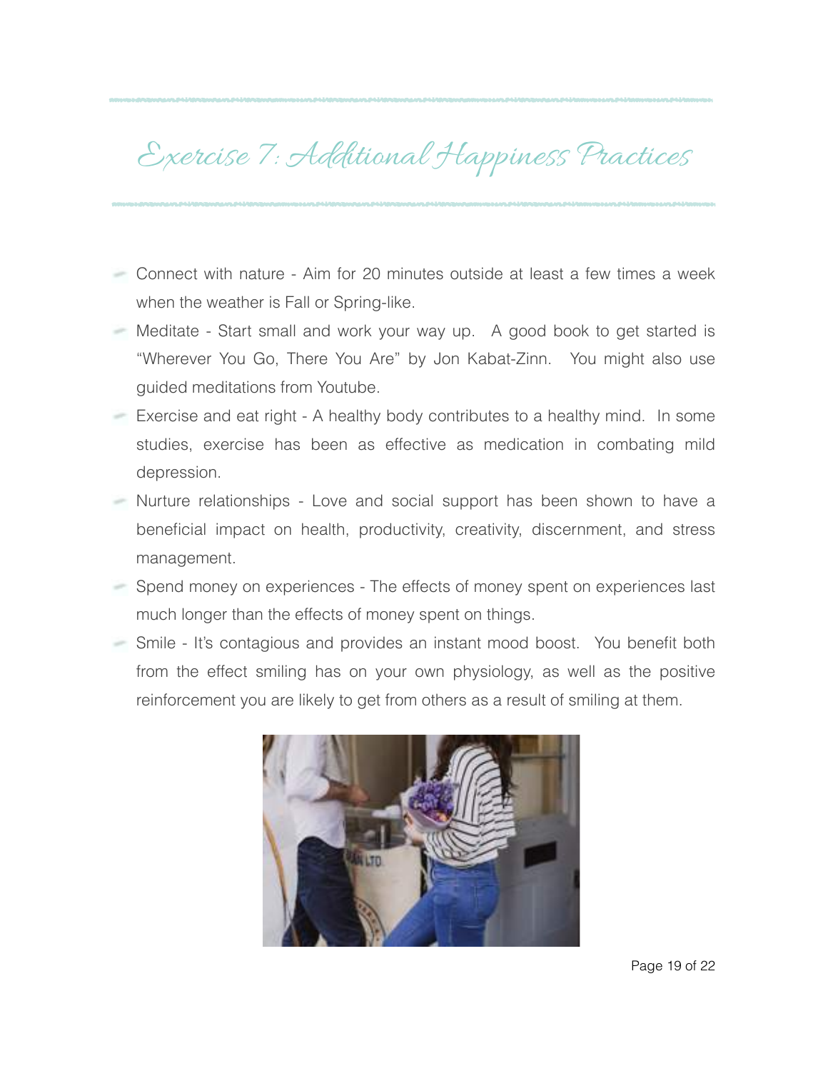# Exercise 7: Additional Happiness Practices

- Connect with nature - Aim for 20 minutes outside at least a few times a week when the weather is Fall or Spring-like.
- Meditate - Start small and work your way up. A good book to get started is "Wherever You Go, There You Are" by Jon Kabat-Zinn. You might also use guided meditations from Youtube.
- Exercise and eat right - A healthy body contributes to a healthy mind. In some studies, exercise has been as effective as medication in combating mild depression.
- Nurture relationships - Love and social support has been shown to have a beneficial impact on health, productivity, creativity, discernment, and stress management.
- Spend money on experiences - The effects of money spent on experiences last much longer than the effects of money spent on things.
- Smile - It's contagious and provides an instant mood boost. You benefit both from the effect smiling has on your own physiology, as well as the positive reinforcement you are likely to get from others as a result of smiling at them.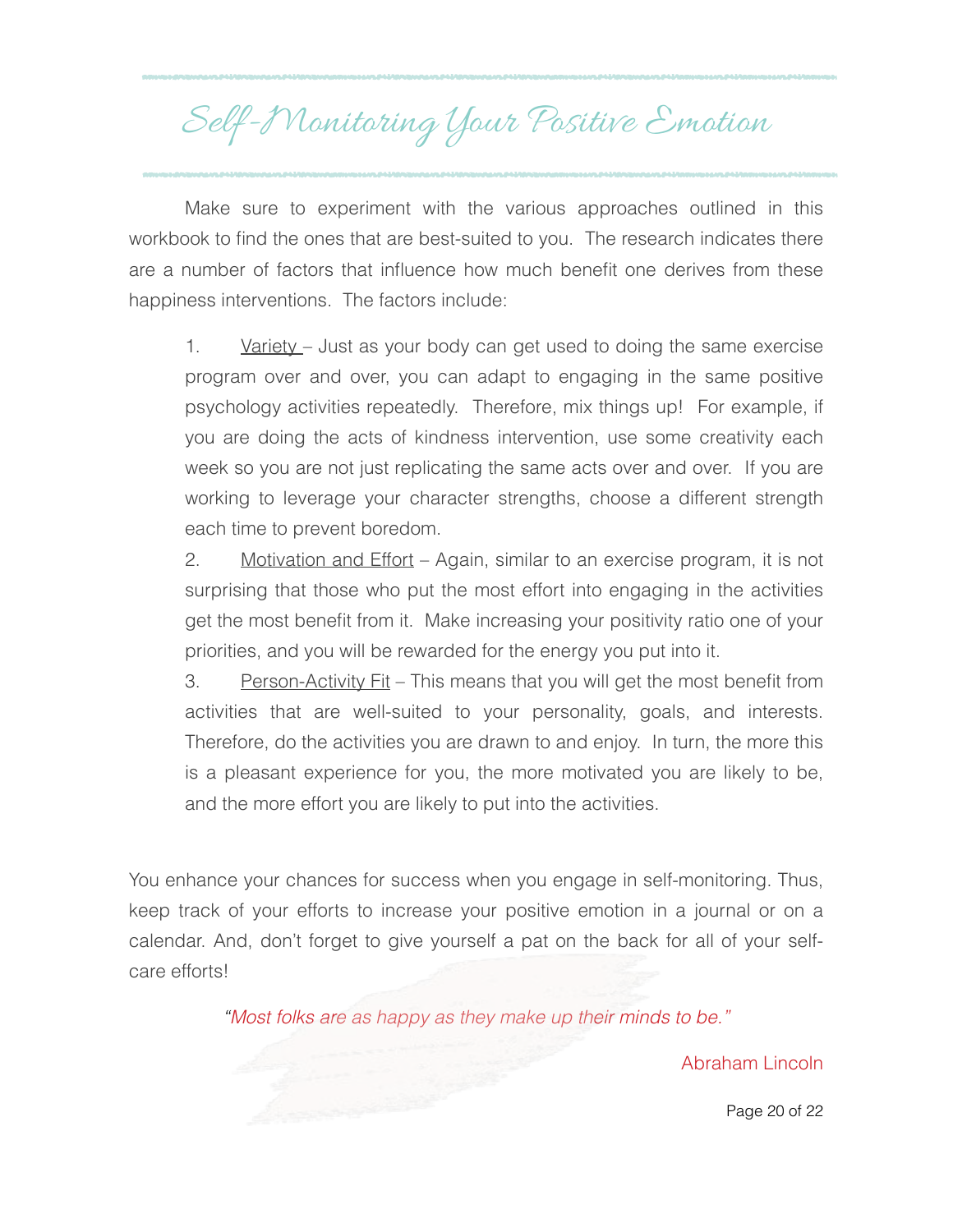# Self-Monitoring Your Positive Emotion

Make sure to experiment with the various approaches outlined in this workbook to find the ones that are best-suited to you. The research indicates there are a number of factors that influence how much benefit one derives from these happiness interventions. The factors include:

1. Variety – Just as your body can get used to doing the same exercise program over and over, you can adapt to engaging in the same positive psychology activities repeatedly. Therefore, mix things up! For example, if you are doing the acts of kindness intervention, use some creativity each week so you are not just replicating the same acts over and over. If you are working to leverage your character strengths, choose a different strength each time to prevent boredom.
2. Motivation and Effort – Again, similar to an exercise program, it is not surprising that those who put the most effort into engaging in the activities get the most benefit from it. Make increasing your positivity ratio one of your priorities, and you will be rewarded for the energy you put into it.
3. Person-Activity Fit – This means that you will get the most benefit from activities that are well-suited to your personality, goals, and interests. Therefore, do the activities you are drawn to and enjoy. In turn, the more this is a pleasant experience for you, the more motivated you are likely to be, and the more effort you are likely to put into the activities.

You enhance your chances for success when you engage in self-monitoring. Thus, keep track of your efforts to increase your positive emotion in a journal or on a calendar. And, don't forget to give yourself a pat on the back for all of your self-care efforts!

*"Most folks are as happy as they make up their minds to be."*

Abraham Lincoln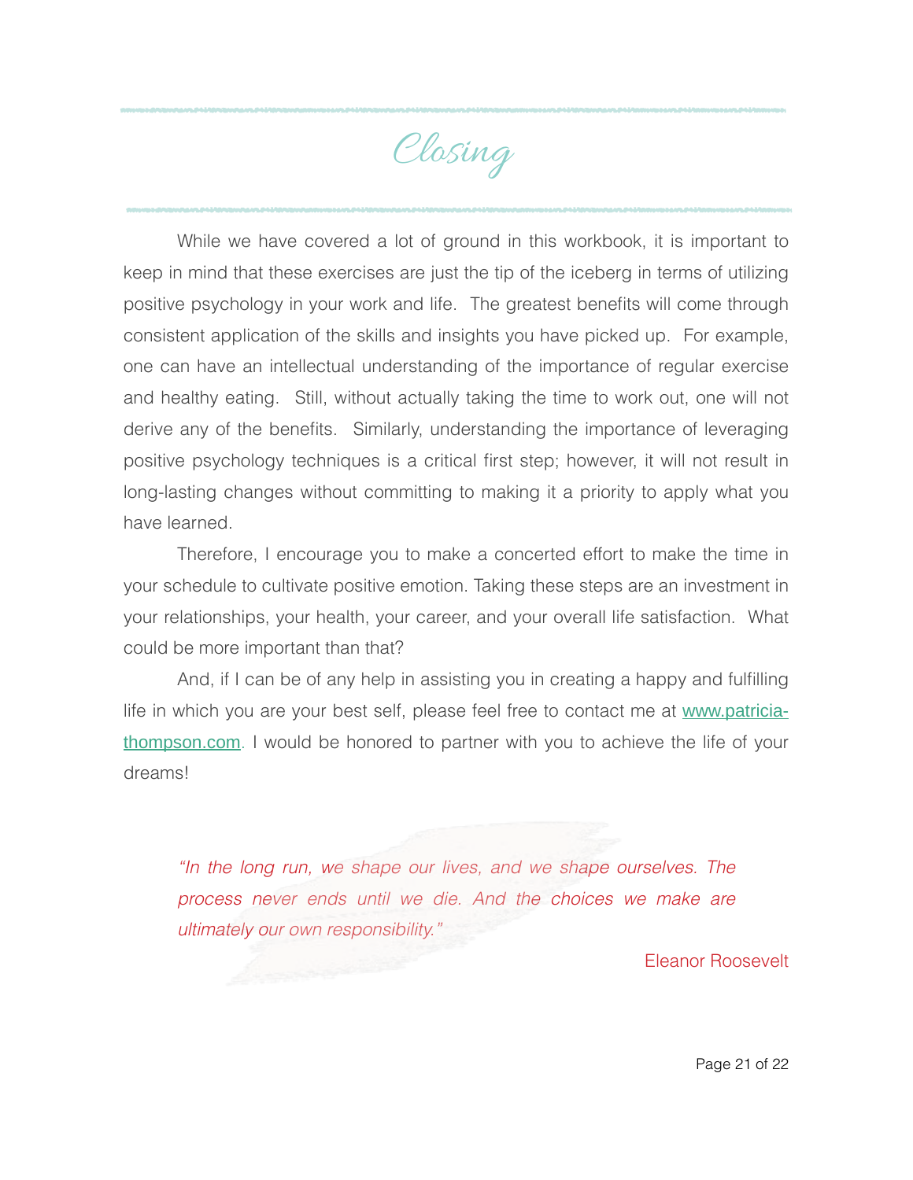# Closing

While we have covered a lot of ground in this workbook, it is important to keep in mind that these exercises are just the tip of the iceberg in terms of utilizing positive psychology in your work and life. The greatest benefits will come through consistent application of the skills and insights you have picked up. For example, one can have an intellectual understanding of the importance of regular exercise and healthy eating. Still, without actually taking the time to work out, one will not derive any of the benefits. Similarly, understanding the importance of leveraging positive psychology techniques is a critical first step; however, it will not result in long-lasting changes without committing to making it a priority to apply what you have learned.

Therefore, I encourage you to make a concerted effort to make the time in your schedule to cultivate positive emotion. Taking these steps are an investment in your relationships, your health, your career, and your overall life satisfaction. What could be more important than that?

And, if I can be of any help in assisting you in creating a happy and fulfilling life in which you are your best self, please feel free to contact me at [www.patricia-thompson.com](http://www.patricia-thompson.com). I would be honored to partner with you to achieve the life of your dreams!

> *"In the long run, we shape our lives, and we shape ourselves. The process never ends until we die. And the choices we make are ultimately our own responsibility."*
>
> Eleanor Roosevelt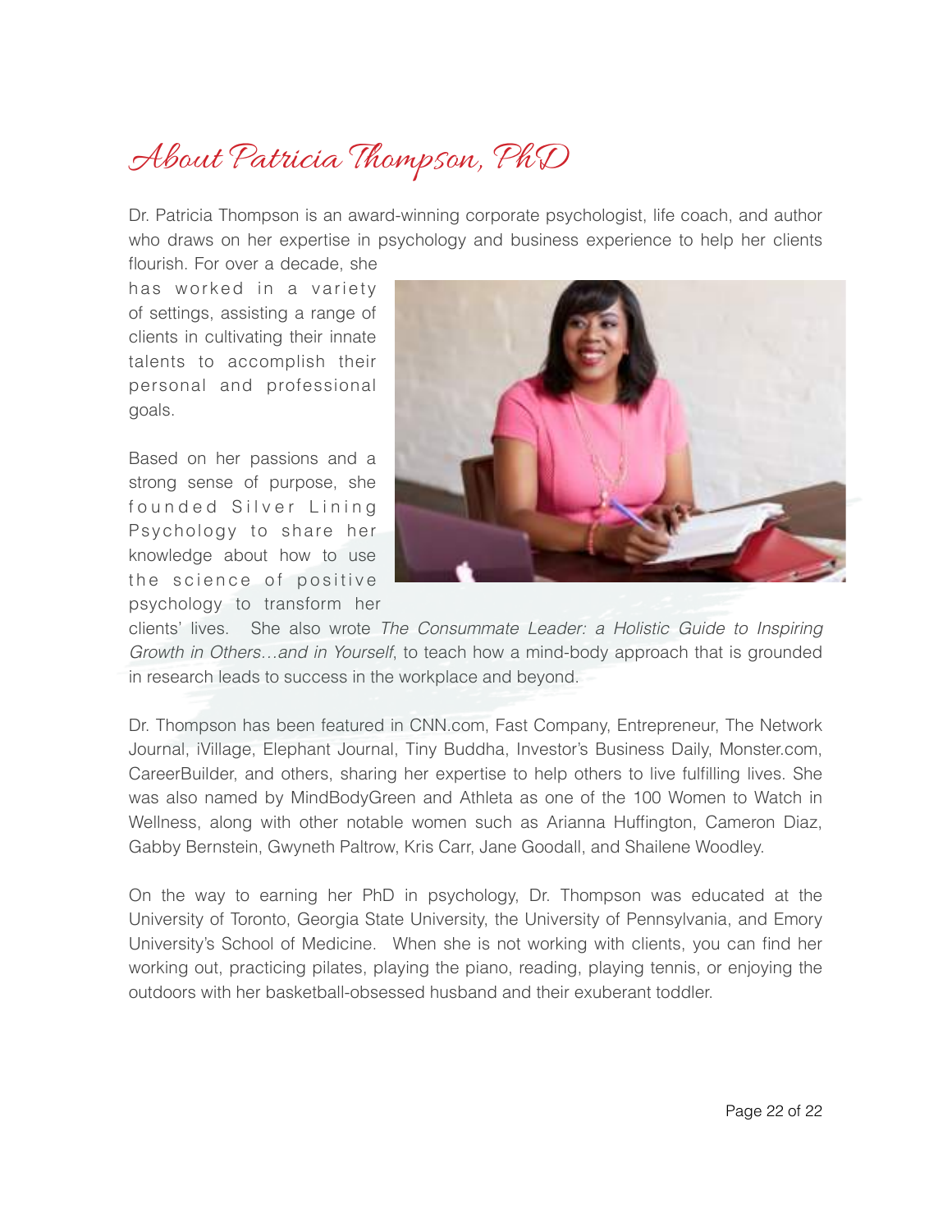# About Patricia Thompson, PhD

Dr. Patricia Thompson is an award-winning corporate psychologist, life coach, and author who draws on her expertise in psychology and business experience to help her clients flourish. For over a decade, she has worked in a variety of settings, assisting a range of clients in cultivating their innate talents to accomplish their personal and professional goals.

Based on her passions and a strong sense of purpose, she founded Silver Lining Psychology to share her knowledge about how to use the science of positive psychology to transform her clients' lives. She also wrote *The Consummate Leader: a Holistic Guide to Inspiring Growth in Others…and in Yourself*, to teach how a mind-body approach that is grounded in research leads to success in the workplace and beyond.

Dr. Thompson has been featured in CNN.com, Fast Company, Entrepreneur, The Network Journal, iVillage, Elephant Journal, Tiny Buddha, Investor's Business Daily, Monster.com, CareerBuilder, and others, sharing her expertise to help others to live fulfilling lives. She was also named by MindBodyGreen and Athleta as one of the 100 Women to Watch in Wellness, along with other notable women such as Arianna Huffington, Cameron Diaz, Gabby Bernstein, Gwyneth Paltrow, Kris Carr, Jane Goodall, and Shailene Woodley.

On the way to earning her PhD in psychology, Dr. Thompson was educated at the University of Toronto, Georgia State University, the University of Pennsylvania, and Emory University's School of Medicine. When she is not working with clients, you can find her working out, practicing pilates, playing the piano, reading, playing tennis, or enjoying the outdoors with her basketball-obsessed husband and their exuberant toddler.